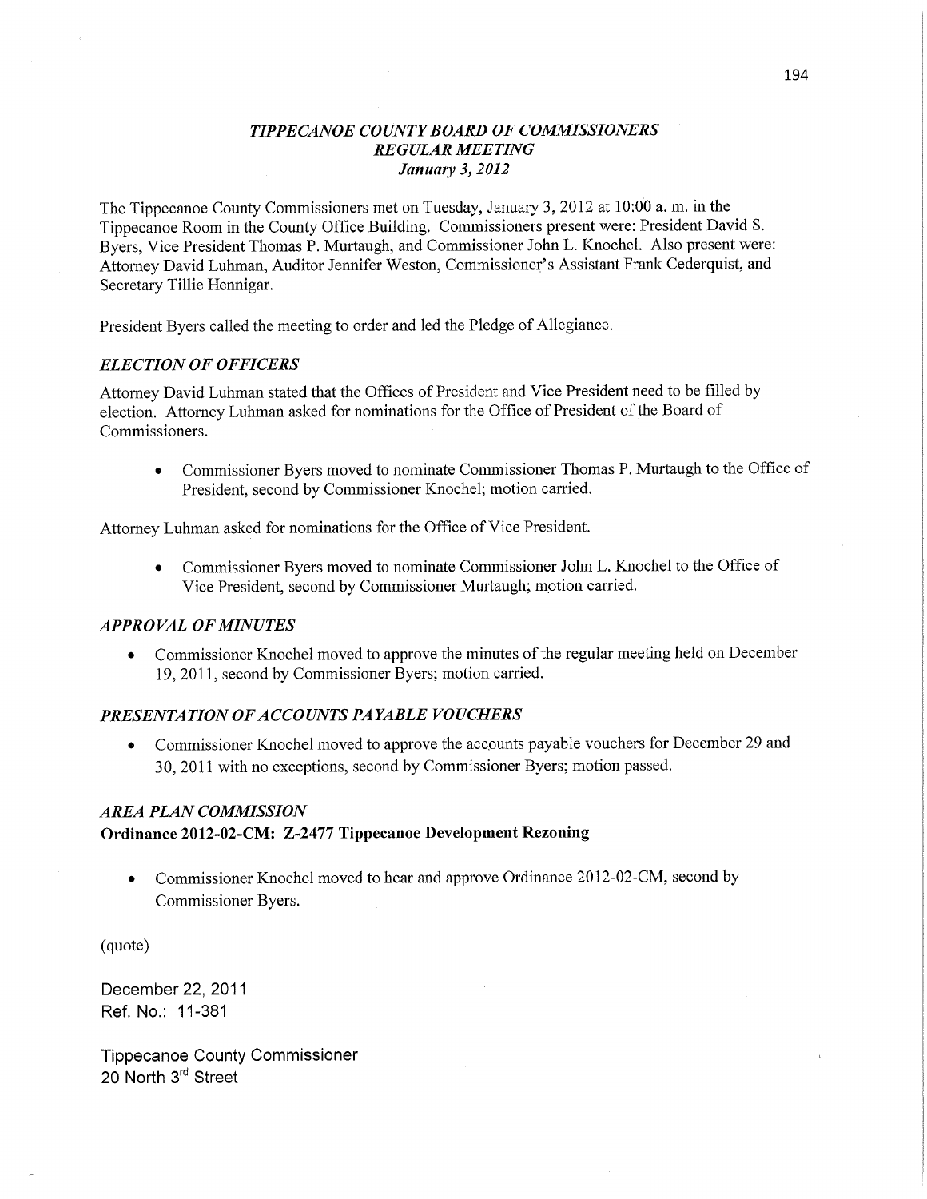# *TIPPECANOE COUNTY BOARD OF COMMISSIONERS*
## *REGULAR MEETING*
### *January 3, 2012*

The Tippecanoe County Commissioners met on Tuesday, January 3, 2012 at 10:00 a. m. in the Tippecanoe Room in the County Office Building. Commissioners present were: President David S. Byers, Vice President Thomas P. Murtaugh, and Commissioner John L. Knochel. Also present were: Attorney David Luhman, Auditor Jennifer Weston, Commissioner's Assistant Frank Cederquist, and Secretary Tillie Hennigar.

President Byers called the meeting to order and led the Pledge of Allegiance.

### *ELECTION OF OFFICERS*

Attorney David Luhman stated that the Offices of President and Vice President need to be filled by election. Attorney Luhman asked for nominations for the Office of President of the Board of Commissioners.

- Commissioner Byers moved to nominate Commissioner Thomas P. Murtaugh to the Office of President, second by Commissioner Knochel; motion carried.

Attorney Luhman asked for nominations for the Office of Vice President.

- Commissioner Byers moved to nominate Commissioner John L. Knochel to the Office of Vice President, second by Commissioner Murtaugh; motion carried.

### *APPROVAL OF MINUTES*

- Commissioner Knochel moved to approve the minutes of the regular meeting held on December 19, 2011, second by Commissioner Byers; motion carried.

### *PRESENTATION OF ACCOUNTS PAYABLE VOUCHERS*

- Commissioner Knochel moved to approve the accounts payable vouchers for December 29 and 30, 2011 with no exceptions, second by Commissioner Byers; motion passed.

### *AREA PLAN COMMISSION*

**Ordinance 2012-02-CM: Z-2477 Tippecanoe Development Rezoning**

- Commissioner Knochel moved to hear and approve Ordinance 2012-02-CM, second by Commissioner Byers.

(quote)

December 22, 2011
Ref. No.: 11-381

Tippecanoe County Commissioner
20 North 3rd Street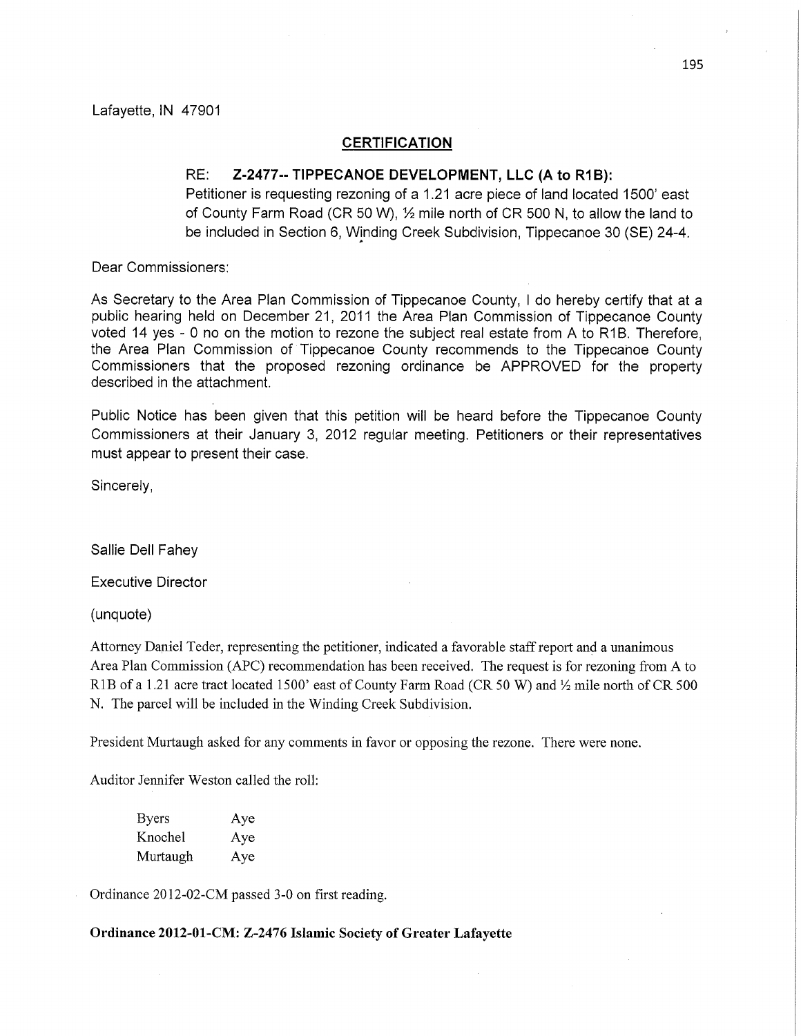Lafayette, IN 47901

## CERTIFICATION

RE: **Z-2477-- TIPPECANOE DEVELOPMENT, LLC (A to R1B):**
Petitioner is requesting rezoning of a 1.21 acre piece of land located 1500' east of County Farm Road (CR 50 W), ½ mile north of CR 500 N, to allow the land to be included in Section 6, Winding Creek Subdivision, Tippecanoe 30 (SE) 24-4.

Dear Commissioners:

As Secretary to the Area Plan Commission of Tippecanoe County, I do hereby certify that at a public hearing held on December 21, 2011 the Area Plan Commission of Tippecanoe County voted 14 yes - 0 no on the motion to rezone the subject real estate from A to R1B. Therefore, the Area Plan Commission of Tippecanoe County recommends to the Tippecanoe County Commissioners that the proposed rezoning ordinance be APPROVED for the property described in the attachment.

Public Notice has been given that this petition will be heard before the Tippecanoe County Commissioners at their January 3, 2012 regular meeting. Petitioners or their representatives must appear to present their case.

Sincerely,

Sallie Dell Fahey

Executive Director

(unquote)

Attorney Daniel Teder, representing the petitioner, indicated a favorable staff report and a unanimous Area Plan Commission (APC) recommendation has been received. The request is for rezoning from A to R1B of a 1.21 acre tract located 1500' east of County Farm Road (CR 50 W) and ½ mile north of CR 500 N. The parcel will be included in the Winding Creek Subdivision.

President Murtaugh asked for any comments in favor or opposing the rezone. There were none.

Auditor Jennifer Weston called the roll:

| | |
|---|---|
| Byers | Aye |
| Knochel | Aye |
| Murtaugh | Aye |

Ordinance 2012-02-CM passed 3-0 on first reading.

**Ordinance 2012-01-CM: Z-2476 Islamic Society of Greater Lafayette**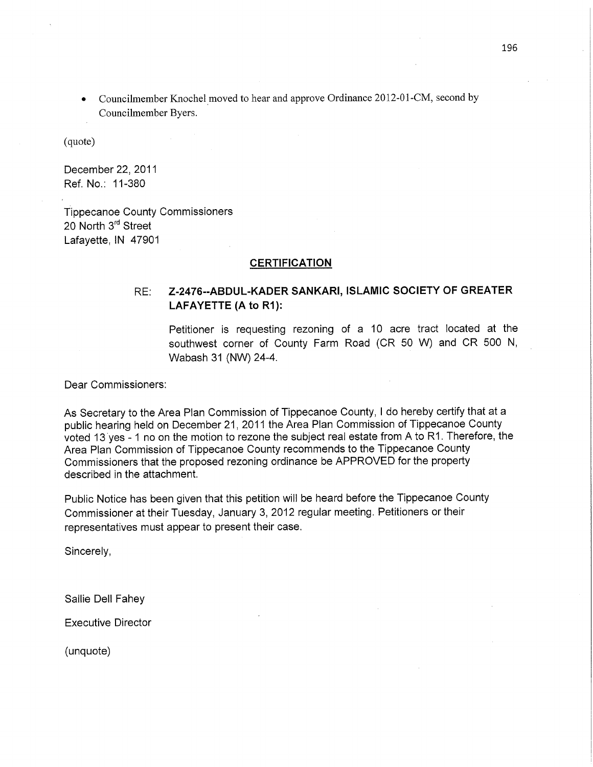- Councilmember Knochel moved to hear and approve Ordinance 2012-01-CM, second by Councilmember Byers.

(quote)

December 22, 2011
Ref. No.: 11-380

Tippecanoe County Commissioners
20 North 3rd Street
Lafayette, IN 47901

**CERTIFICATION**

RE: **Z-2476--ABDUL-KADER SANKARI, ISLAMIC SOCIETY OF GREATER LAFAYETTE (A to R1):**

Petitioner is requesting rezoning of a 10 acre tract located at the southwest corner of County Farm Road (CR 50 W) and CR 500 N, Wabash 31 (NW) 24-4.

Dear Commissioners:

As Secretary to the Area Plan Commission of Tippecanoe County, I do hereby certify that at a public hearing held on December 21, 2011 the Area Plan Commission of Tippecanoe County voted 13 yes - 1 no on the motion to rezone the subject real estate from A to R1. Therefore, the Area Plan Commission of Tippecanoe County recommends to the Tippecanoe County Commissioners that the proposed rezoning ordinance be APPROVED for the property described in the attachment.

Public Notice has been given that this petition will be heard before the Tippecanoe County Commissioner at their Tuesday, January 3, 2012 regular meeting. Petitioners or their representatives must appear to present their case.

Sincerely,

Sallie Dell Fahey

Executive Director

(unquote)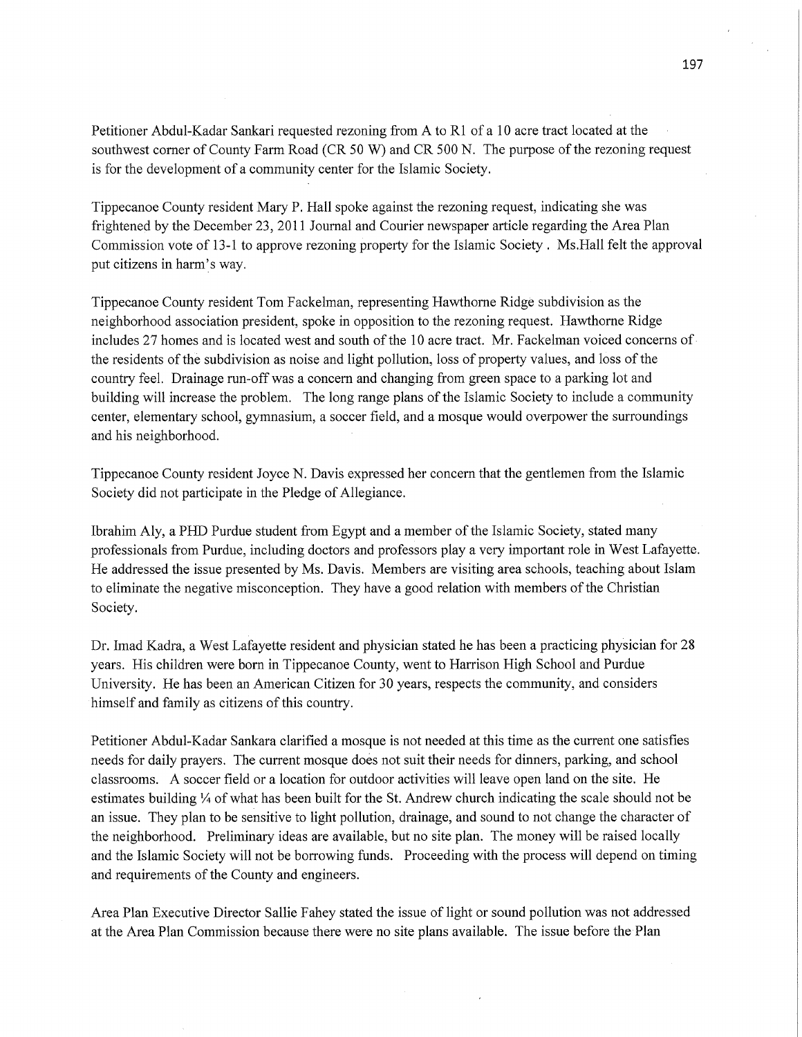Petitioner Abdul-Kadar Sankari requested rezoning from A to R1 of a 10 acre tract located at the southwest corner of County Farm Road (CR 50 W) and CR 500 N. The purpose of the rezoning request is for the development of a community center for the Islamic Society.

Tippecanoe County resident Mary P. Hall spoke against the rezoning request, indicating she was frightened by the December 23, 2011 Journal and Courier newspaper article regarding the Area Plan Commission vote of 13-1 to approve rezoning property for the Islamic Society . Ms.Hall felt the approval put citizens in harm's way.

Tippecanoe County resident Tom Fackelman, representing Hawthorne Ridge subdivision as the neighborhood association president, spoke in opposition to the rezoning request. Hawthorne Ridge includes 27 homes and is located west and south of the 10 acre tract. Mr. Fackelman voiced concerns of the residents of the subdivision as noise and light pollution, loss of property values, and loss of the country feel. Drainage run-off was a concern and changing from green space to a parking lot and building will increase the problem. The long range plans of the Islamic Society to include a community center, elementary school, gymnasium, a soccer field, and a mosque would overpower the surroundings and his neighborhood.

Tippecanoe County resident Joyce N. Davis expressed her concern that the gentlemen from the Islamic Society did not participate in the Pledge of Allegiance.

Ibrahim Aly, a PHD Purdue student from Egypt and a member of the Islamic Society, stated many professionals from Purdue, including doctors and professors play a very important role in West Lafayette. He addressed the issue presented by Ms. Davis. Members are visiting area schools, teaching about Islam to eliminate the negative misconception. They have a good relation with members of the Christian Society.

Dr. Imad Kadra, a West Lafayette resident and physician stated he has been a practicing physician for 28 years. His children were born in Tippecanoe County, went to Harrison High School and Purdue University. He has been an American Citizen for 30 years, respects the community, and considers himself and family as citizens of this country.

Petitioner Abdul-Kadar Sankara clarified a mosque is not needed at this time as the current one satisfies needs for daily prayers. The current mosque does not suit their needs for dinners, parking, and school classrooms. A soccer field or a location for outdoor activities will leave open land on the site. He estimates building ¼ of what has been built for the St. Andrew church indicating the scale should not be an issue. They plan to be sensitive to light pollution, drainage, and sound to not change the character of the neighborhood. Preliminary ideas are available, but no site plan. The money will be raised locally and the Islamic Society will not be borrowing funds. Proceeding with the process will depend on timing and requirements of the County and engineers.

Area Plan Executive Director Sallie Fahey stated the issue of light or sound pollution was not addressed at the Area Plan Commission because there were no site plans available. The issue before the Plan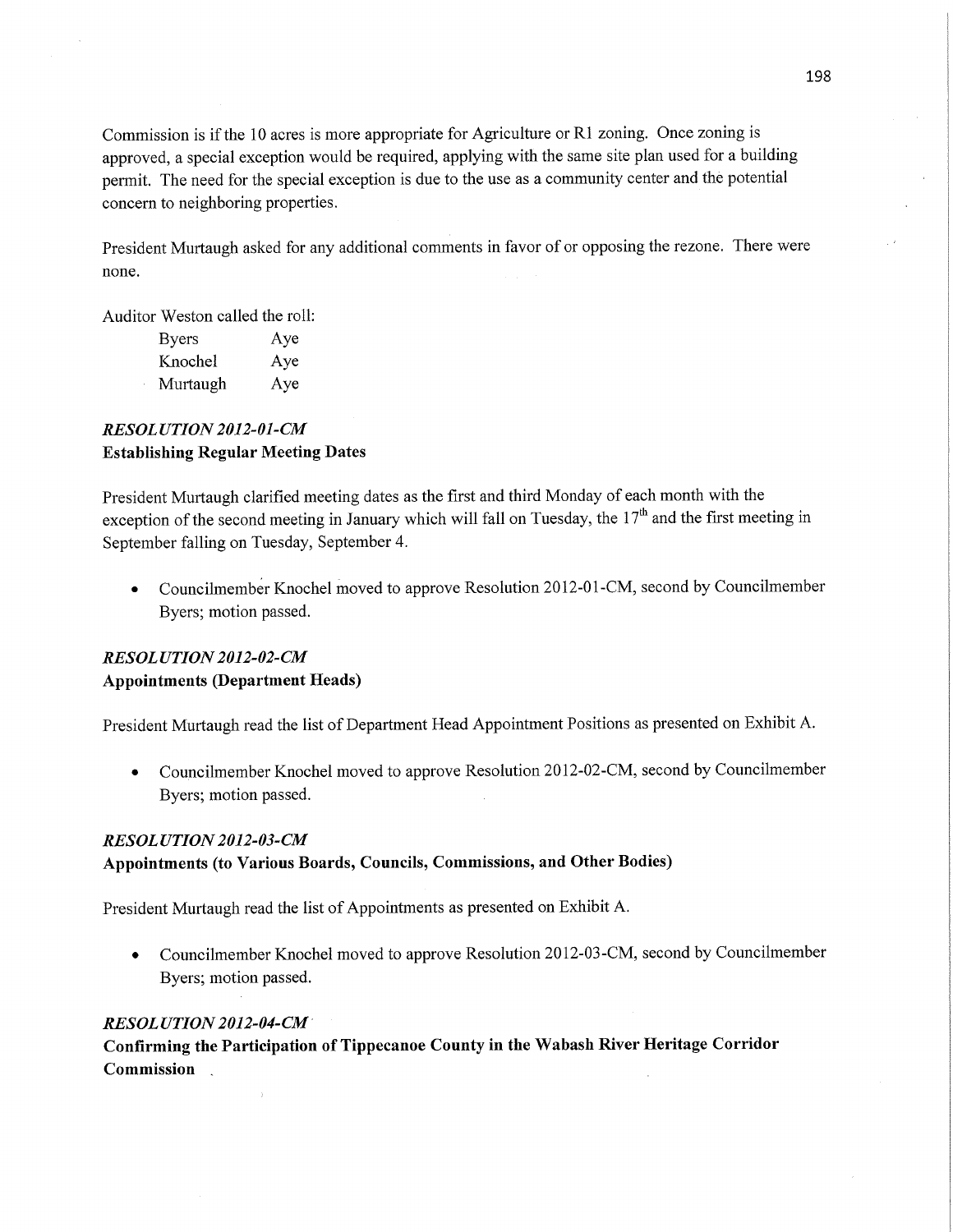Commission is if the 10 acres is more appropriate for Agriculture or R1 zoning. Once zoning is approved, a special exception would be required, applying with the same site plan used for a building permit. The need for the special exception is due to the use as a community center and the potential concern to neighboring properties.

President Murtaugh asked for any additional comments in favor of or opposing the rezone. There were none.

Auditor Weston called the roll:

| | |
|---|---|
| Byers | Aye |
| Knochel | Aye |
| Murtaugh | Aye |

### *RESOLUTION 2012-01-CM*
**Establishing Regular Meeting Dates**

President Murtaugh clarified meeting dates as the first and third Monday of each month with the exception of the second meeting in January which will fall on Tuesday, the 17th and the first meeting in September falling on Tuesday, September 4.

- Councilmember Knochel moved to approve Resolution 2012-01-CM, second by Councilmember Byers; motion passed.

### *RESOLUTION 2012-02-CM*
**Appointments (Department Heads)**

President Murtaugh read the list of Department Head Appointment Positions as presented on Exhibit A.

- Councilmember Knochel moved to approve Resolution 2012-02-CM, second by Councilmember Byers; motion passed.

### *RESOLUTION 2012-03-CM*
**Appointments (to Various Boards, Councils, Commissions, and Other Bodies)**

President Murtaugh read the list of Appointments as presented on Exhibit A.

- Councilmember Knochel moved to approve Resolution 2012-03-CM, second by Councilmember Byers; motion passed.

### *RESOLUTION 2012-04-CM*
**Confirming the Participation of Tippecanoe County in the Wabash River Heritage Corridor Commission**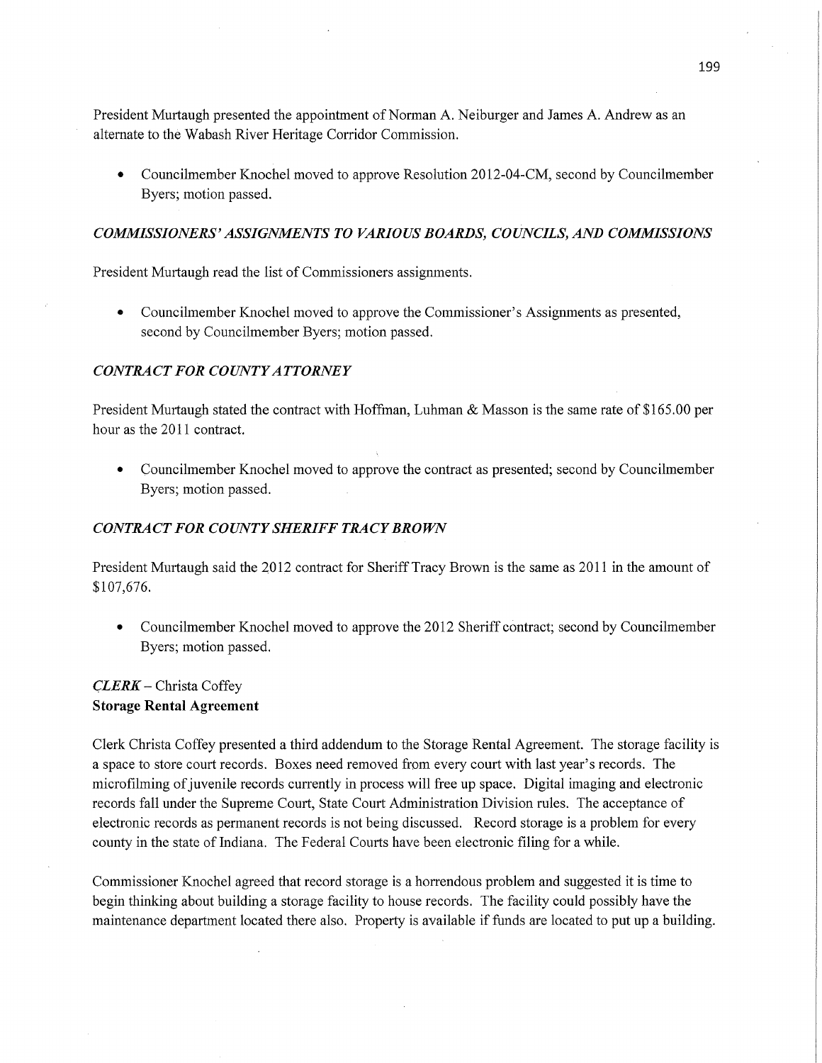President Murtaugh presented the appointment of Norman A. Neiburger and James A. Andrew as an alternate to the Wabash River Heritage Corridor Commission.

- Councilmember Knochel moved to approve Resolution 2012-04-CM, second by Councilmember Byers; motion passed.

***COMMISSIONERS' ASSIGNMENTS TO VARIOUS BOARDS, COUNCILS, AND COMMISSIONS***

President Murtaugh read the list of Commissioners assignments.

- Councilmember Knochel moved to approve the Commissioner's Assignments as presented, second by Councilmember Byers; motion passed.

***CONTRACT FOR COUNTY ATTORNEY***

President Murtaugh stated the contract with Hoffman, Luhman & Masson is the same rate of $165.00 per hour as the 2011 contract.

- Councilmember Knochel moved to approve the contract as presented; second by Councilmember Byers; motion passed.

***CONTRACT FOR COUNTY SHERIFF TRACY BROWN***

President Murtaugh said the 2012 contract for Sheriff Tracy Brown is the same as 2011 in the amount of $107,676.

- Councilmember Knochel moved to approve the 2012 Sheriff contract; second by Councilmember Byers; motion passed.

***CLERK*** – Christa Coffey
**Storage Rental Agreement**

Clerk Christa Coffey presented a third addendum to the Storage Rental Agreement. The storage facility is a space to store court records. Boxes need removed from every court with last year's records. The microfilming of juvenile records currently in process will free up space. Digital imaging and electronic records fall under the Supreme Court, State Court Administration Division rules. The acceptance of electronic records as permanent records is not being discussed. Record storage is a problem for every county in the state of Indiana. The Federal Courts have been electronic filing for a while.

Commissioner Knochel agreed that record storage is a horrendous problem and suggested it is time to begin thinking about building a storage facility to house records. The facility could possibly have the maintenance department located there also. Property is available if funds are located to put up a building.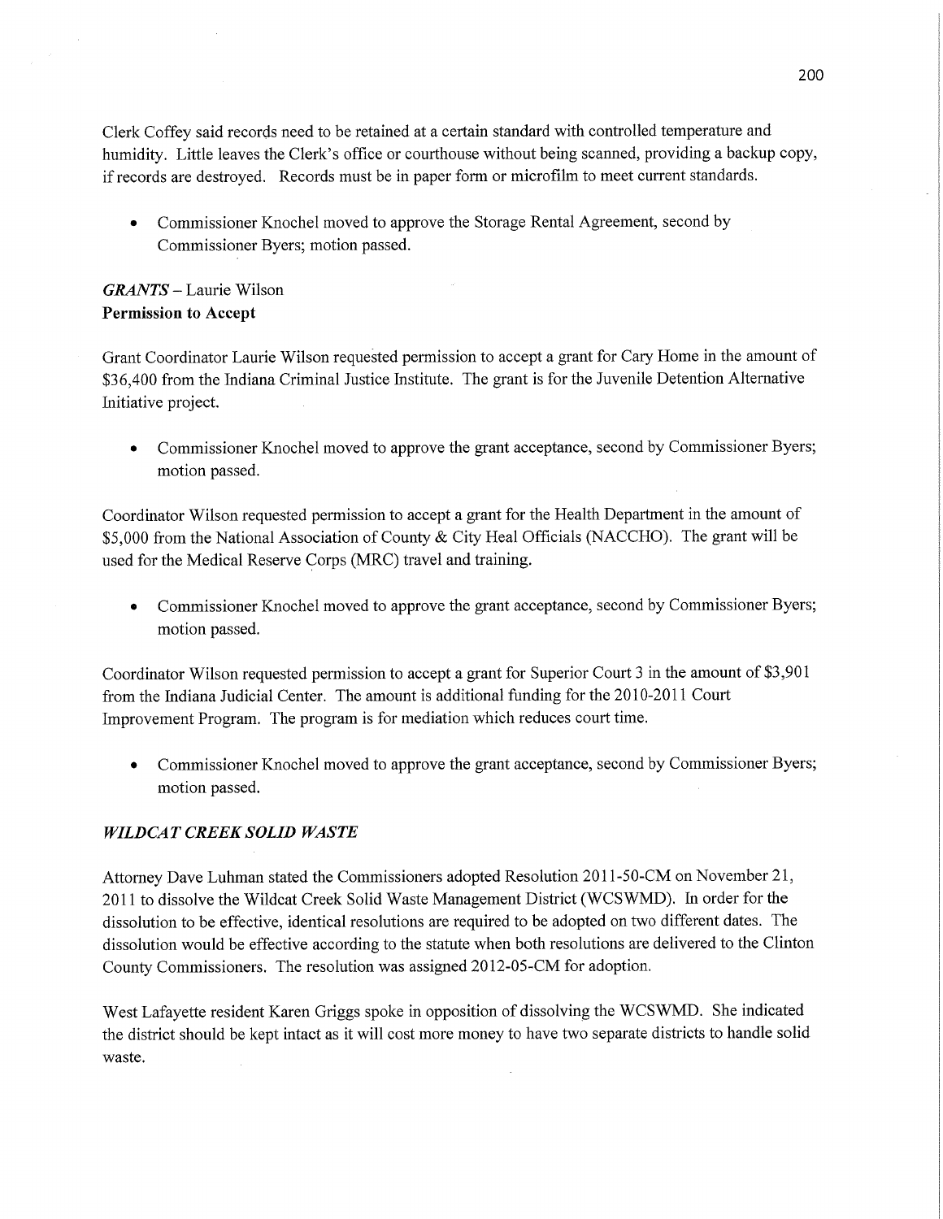Clerk Coffey said records need to be retained at a certain standard with controlled temperature and humidity. Little leaves the Clerk's office or courthouse without being scanned, providing a backup copy, if records are destroyed. Records must be in paper form or microfilm to meet current standards.

- Commissioner Knochel moved to approve the Storage Rental Agreement, second by Commissioner Byers; motion passed.

***GRANTS*** – Laurie Wilson
**Permission to Accept**

Grant Coordinator Laurie Wilson requested permission to accept a grant for Cary Home in the amount of $36,400 from the Indiana Criminal Justice Institute. The grant is for the Juvenile Detention Alternative Initiative project.

- Commissioner Knochel moved to approve the grant acceptance, second by Commissioner Byers; motion passed.

Coordinator Wilson requested permission to accept a grant for the Health Department in the amount of $5,000 from the National Association of County & City Heal Officials (NACCHO). The grant will be used for the Medical Reserve Corps (MRC) travel and training.

- Commissioner Knochel moved to approve the grant acceptance, second by Commissioner Byers; motion passed.

Coordinator Wilson requested permission to accept a grant for Superior Court 3 in the amount of $3,901 from the Indiana Judicial Center. The amount is additional funding for the 2010-2011 Court Improvement Program. The program is for mediation which reduces court time.

- Commissioner Knochel moved to approve the grant acceptance, second by Commissioner Byers; motion passed.

***WILDCAT CREEK SOLID WASTE***

Attorney Dave Luhman stated the Commissioners adopted Resolution 2011-50-CM on November 21, 2011 to dissolve the Wildcat Creek Solid Waste Management District (WCSWMD). In order for the dissolution to be effective, identical resolutions are required to be adopted on two different dates. The dissolution would be effective according to the statute when both resolutions are delivered to the Clinton County Commissioners. The resolution was assigned 2012-05-CM for adoption.

West Lafayette resident Karen Griggs spoke in opposition of dissolving the WCSWMD. She indicated the district should be kept intact as it will cost more money to have two separate districts to handle solid waste.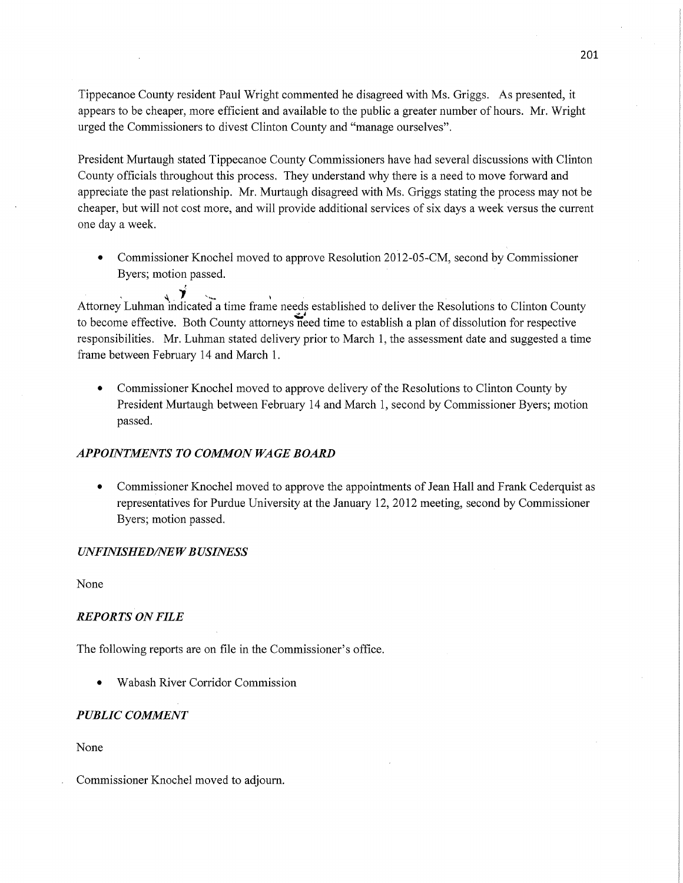Tippecanoe County resident Paul Wright commented he disagreed with Ms. Griggs. As presented, it appears to be cheaper, more efficient and available to the public a greater number of hours. Mr. Wright urged the Commissioners to divest Clinton County and "manage ourselves".

President Murtaugh stated Tippecanoe County Commissioners have had several discussions with Clinton County officials throughout this process. They understand why there is a need to move forward and appreciate the past relationship. Mr. Murtaugh disagreed with Ms. Griggs stating the process may not be cheaper, but will not cost more, and will provide additional services of six days a week versus the current one day a week.

- Commissioner Knochel moved to approve Resolution 2012-05-CM, second by Commissioner Byers; motion passed.

Attorney Luhman indicated a time frame needs established to deliver the Resolutions to Clinton County to become effective. Both County attorneys need time to establish a plan of dissolution for respective responsibilities. Mr. Luhman stated delivery prior to March 1, the assessment date and suggested a time frame between February 14 and March 1.

- Commissioner Knochel moved to approve delivery of the Resolutions to Clinton County by President Murtaugh between February 14 and March 1, second by Commissioner Byers; motion passed.

### *APPOINTMENTS TO COMMON WAGE BOARD*

- Commissioner Knochel moved to approve the appointments of Jean Hall and Frank Cederquist as representatives for Purdue University at the January 12, 2012 meeting, second by Commissioner Byers; motion passed.

### *UNFINISHED/NEW BUSINESS*

None

### *REPORTS ON FILE*

The following reports are on file in the Commissioner's office.

- Wabash River Corridor Commission

### *PUBLIC COMMENT*

None

Commissioner Knochel moved to adjourn.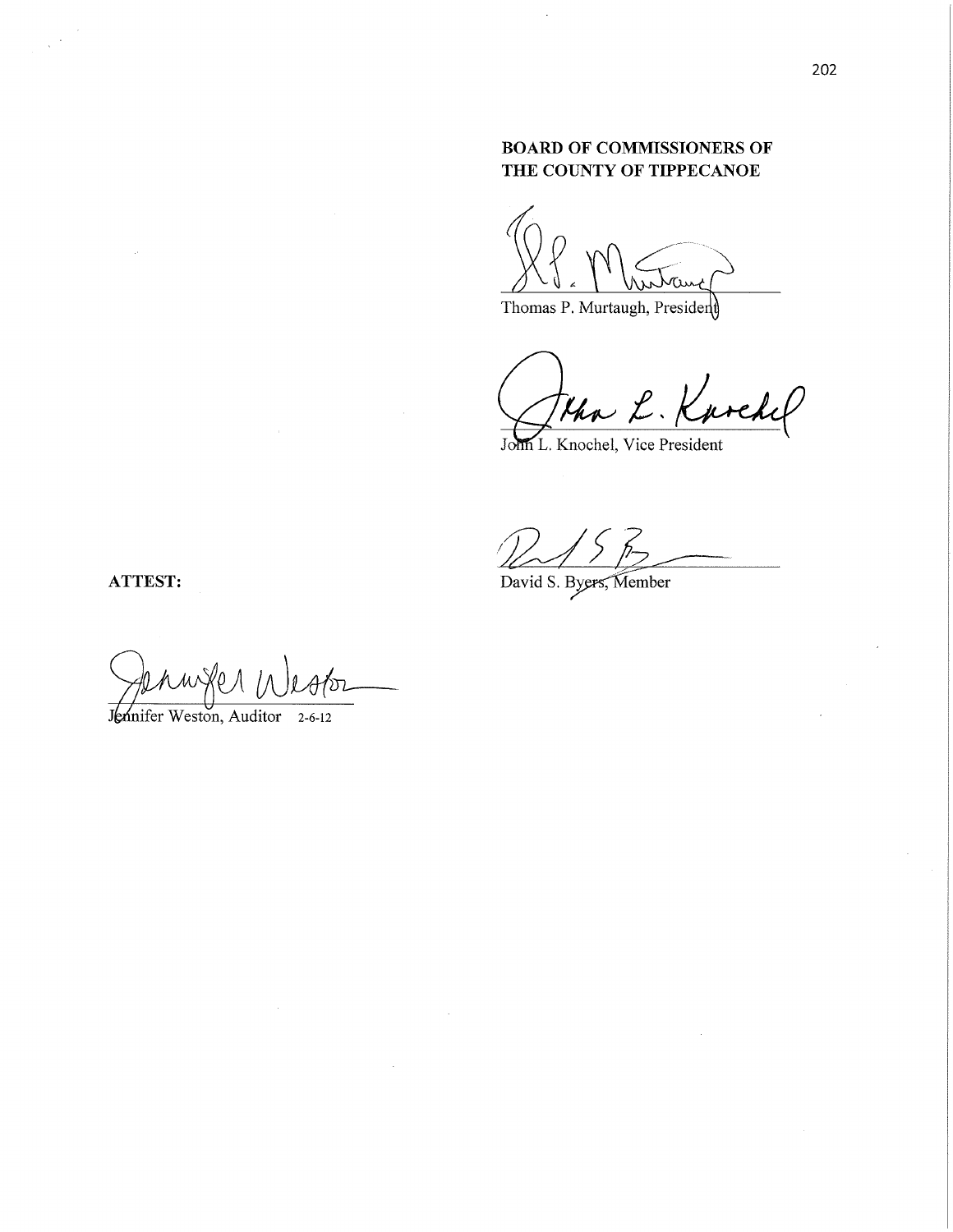**BOARD OF COMMISSIONERS OF THE COUNTY OF TIPPECANOE**

Thomas P. Murtaugh, President

John L. Knochel, Vice President

David S. Byers, Member

**ATTEST:**

Jennifer Weston, Auditor 2-6-12